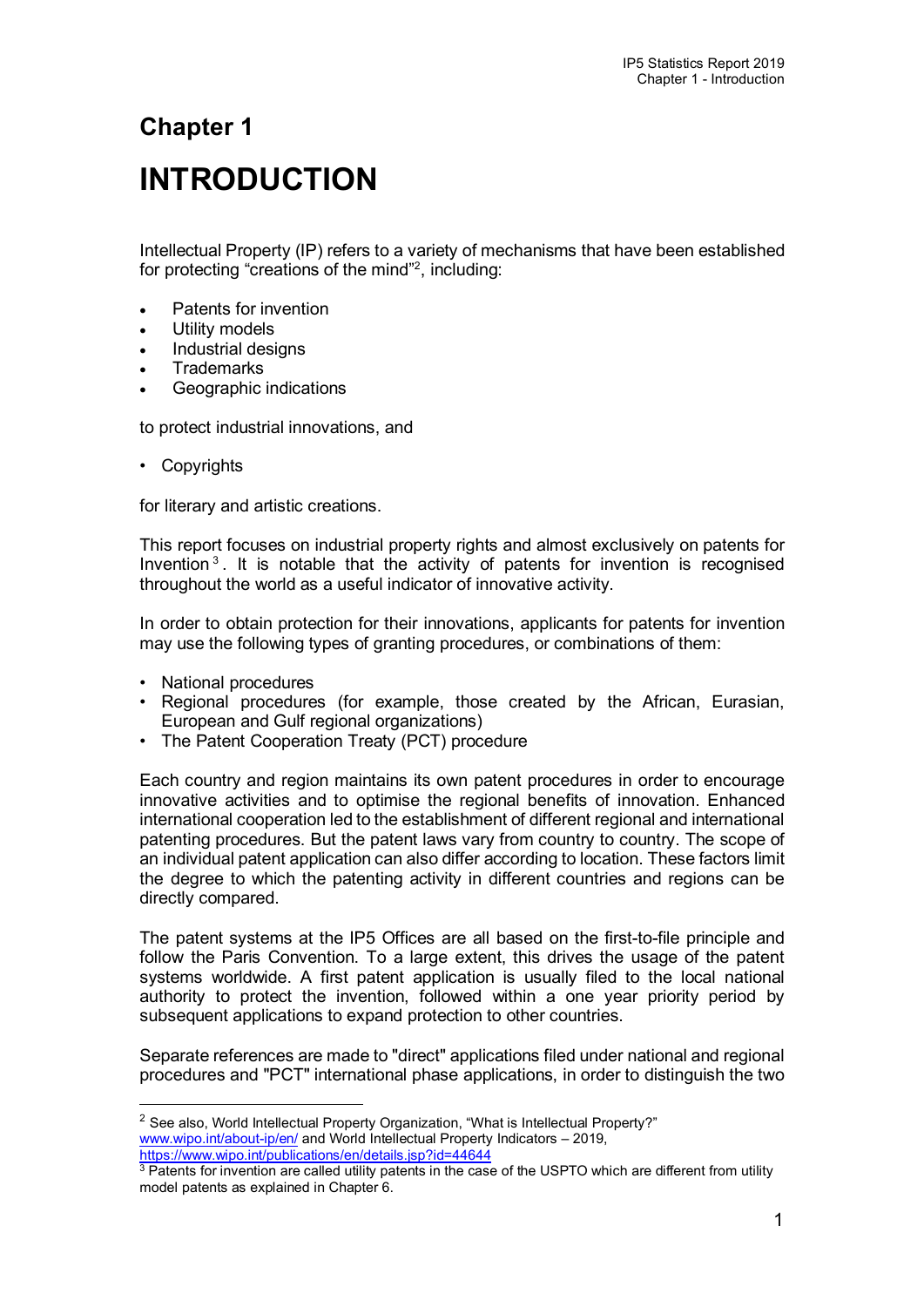# Chapter 1

# INTRODUCTION

Intellectual Property (IP) refers to a variety of mechanisms that have been established for protecting “creations of the mind”[2], including:

- Patents for invention
- Utility models
- Industrial designs
- Trademarks
- Geographic indications

to protect industrial innovations, and

- Copyrights

for literary and artistic creations.

This report focuses on industrial property rights and almost exclusively on patents for Invention[3]. It is notable that the activity of patents for invention is recognised throughout the world as a useful indicator of innovative activity.

In order to obtain protection for their innovations, applicants for patents for invention may use the following types of granting procedures, or combinations of them:

- National procedures
- Regional procedures (for example, those created by the African, Eurasian, European and Gulf regional organizations)
- The Patent Cooperation Treaty (PCT) procedure

Each country and region maintains its own patent procedures in order to encourage innovative activities and to optimise the regional benefits of innovation. Enhanced international cooperation led to the establishment of different regional and international patenting procedures. But the patent laws vary from country to country. The scope of an individual patent application can also differ according to location. These factors limit the degree to which the patenting activity in different countries and regions can be directly compared.

The patent systems at the IP5 Offices are all based on the first-to-file principle and follow the Paris Convention. To a large extent, this drives the usage of the patent systems worldwide. A first patent application is usually filed to the local national authority to protect the invention, followed within a one year priority period by subsequent applications to expand protection to other countries.

Separate references are made to "direct" applications filed under national and regional procedures and "PCT" international phase applications, in order to distinguish the two

---

[2] See also, World Intellectual Property Organization, “What is Intellectual Property?” www.wipo.int/about-ip/en/ and World Intellectual Property Indicators – 2019, https://www.wipo.int/publications/en/details.jsp?id=44644

[3] Patents for invention are called utility patents in the case of the USPTO which are different from utility model patents as explained in Chapter 6.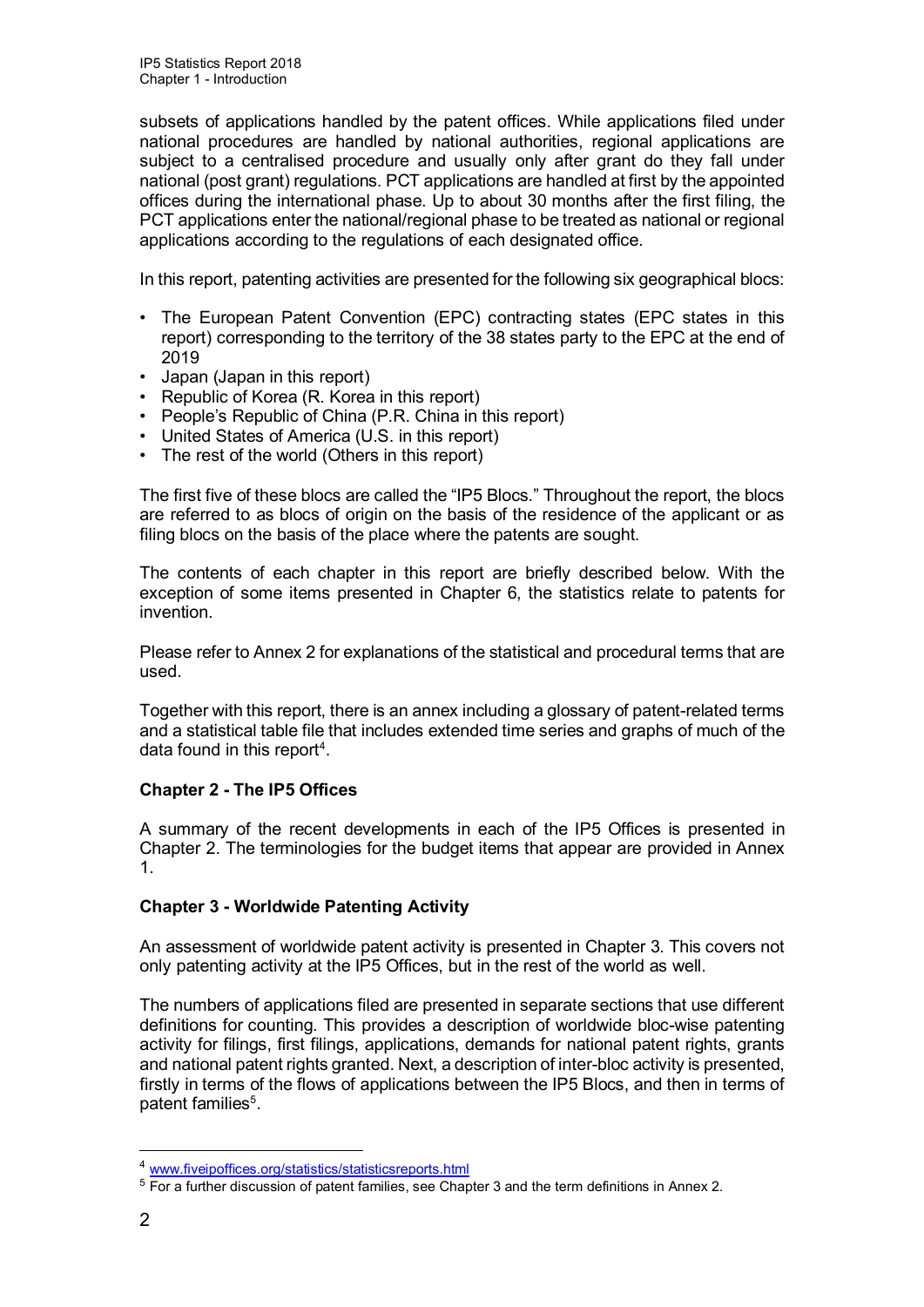subsets of applications handled by the patent offices. While applications filed under national procedures are handled by national authorities, regional applications are subject to a centralised procedure and usually only after grant do they fall under national (post grant) regulations. PCT applications are handled at first by the appointed offices during the international phase. Up to about 30 months after the first filing, the PCT applications enter the national/regional phase to be treated as national or regional applications according to the regulations of each designated office.

In this report, patenting activities are presented for the following six geographical blocs:

- The European Patent Convention (EPC) contracting states (EPC states in this report) corresponding to the territory of the 38 states party to the EPC at the end of 2019
- Japan (Japan in this report)
- Republic of Korea (R. Korea in this report)
- People's Republic of China (P.R. China in this report)
- United States of America (U.S. in this report)
- The rest of the world (Others in this report)

The first five of these blocs are called the "IP5 Blocs." Throughout the report, the blocs are referred to as blocs of origin on the basis of the residence of the applicant or as filing blocs on the basis of the place where the patents are sought.

The contents of each chapter in this report are briefly described below. With the exception of some items presented in Chapter 6, the statistics relate to patents for invention.

Please refer to Annex 2 for explanations of the statistical and procedural terms that are used.

Together with this report, there is an annex including a glossary of patent-related terms and a statistical table file that includes extended time series and graphs of much of the data found in this report[4].

### Chapter 2 - The IP5 Offices

A summary of the recent developments in each of the IP5 Offices is presented in Chapter 2. The terminologies for the budget items that appear are provided in Annex 1.

### Chapter 3 - Worldwide Patenting Activity

An assessment of worldwide patent activity is presented in Chapter 3. This covers not only patenting activity at the IP5 Offices, but in the rest of the world as well.

The numbers of applications filed are presented in separate sections that use different definitions for counting. This provides a description of worldwide bloc-wise patenting activity for filings, first filings, applications, demands for national patent rights, grants and national patent rights granted. Next, a description of inter-bloc activity is presented, firstly in terms of the flows of applications between the IP5 Blocs, and then in terms of patent families[5].

---

[4] www.fiveipoffices.org/statistics/statisticsreports.html

[5] For a further discussion of patent families, see Chapter 3 and the term definitions in Annex 2.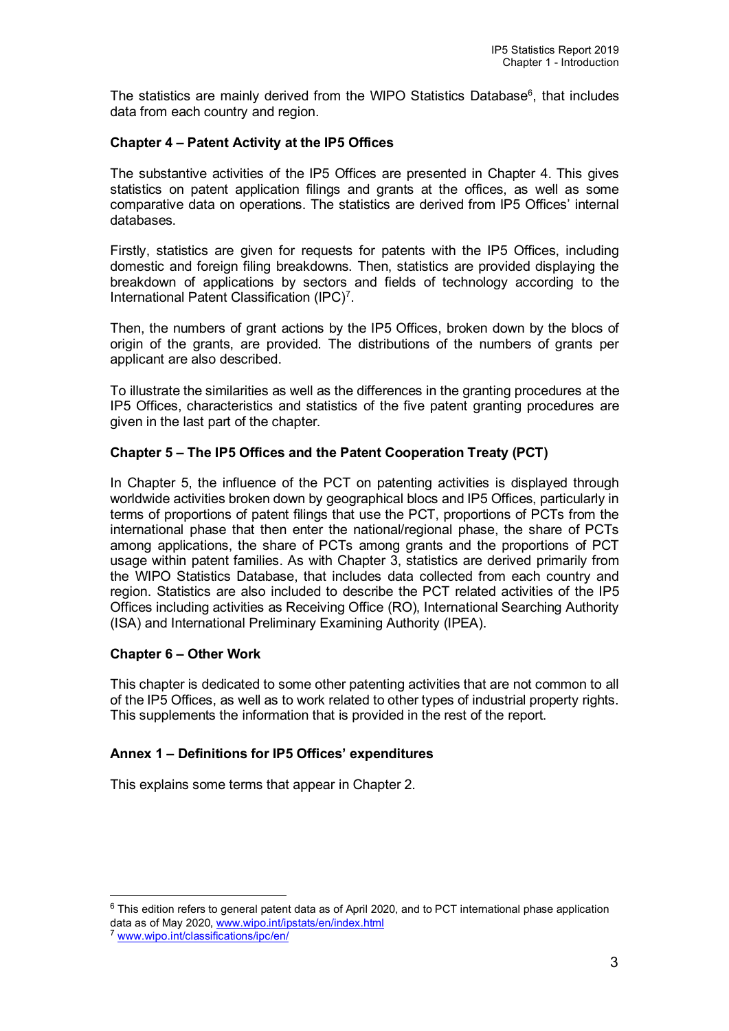The statistics are mainly derived from the WIPO Statistics Database[6], that includes data from each country and region.

### Chapter 4 – Patent Activity at the IP5 Offices

The substantive activities of the IP5 Offices are presented in Chapter 4. This gives statistics on patent application filings and grants at the offices, as well as some comparative data on operations. The statistics are derived from IP5 Offices' internal databases.

Firstly, statistics are given for requests for patents with the IP5 Offices, including domestic and foreign filing breakdowns. Then, statistics are provided displaying the breakdown of applications by sectors and fields of technology according to the International Patent Classification (IPC)[7].

Then, the numbers of grant actions by the IP5 Offices, broken down by the blocs of origin of the grants, are provided. The distributions of the numbers of grants per applicant are also described.

To illustrate the similarities as well as the differences in the granting procedures at the IP5 Offices, characteristics and statistics of the five patent granting procedures are given in the last part of the chapter.

### Chapter 5 – The IP5 Offices and the Patent Cooperation Treaty (PCT)

In Chapter 5, the influence of the PCT on patenting activities is displayed through worldwide activities broken down by geographical blocs and IP5 Offices, particularly in terms of proportions of patent filings that use the PCT, proportions of PCTs from the international phase that then enter the national/regional phase, the share of PCTs among applications, the share of PCTs among grants and the proportions of PCT usage within patent families. As with Chapter 3, statistics are derived primarily from the WIPO Statistics Database, that includes data collected from each country and region. Statistics are also included to describe the PCT related activities of the IP5 Offices including activities as Receiving Office (RO), International Searching Authority (ISA) and International Preliminary Examining Authority (IPEA).

### Chapter 6 – Other Work

This chapter is dedicated to some other patenting activities that are not common to all of the IP5 Offices, as well as to work related to other types of industrial property rights. This supplements the information that is provided in the rest of the report.

### Annex 1 – Definitions for IP5 Offices' expenditures

This explains some terms that appear in Chapter 2.

---

[6] This edition refers to general patent data as of April 2020, and to PCT international phase application data as of May 2020, www.wipo.int/ipstats/en/index.html

[7] www.wipo.int/classifications/ipc/en/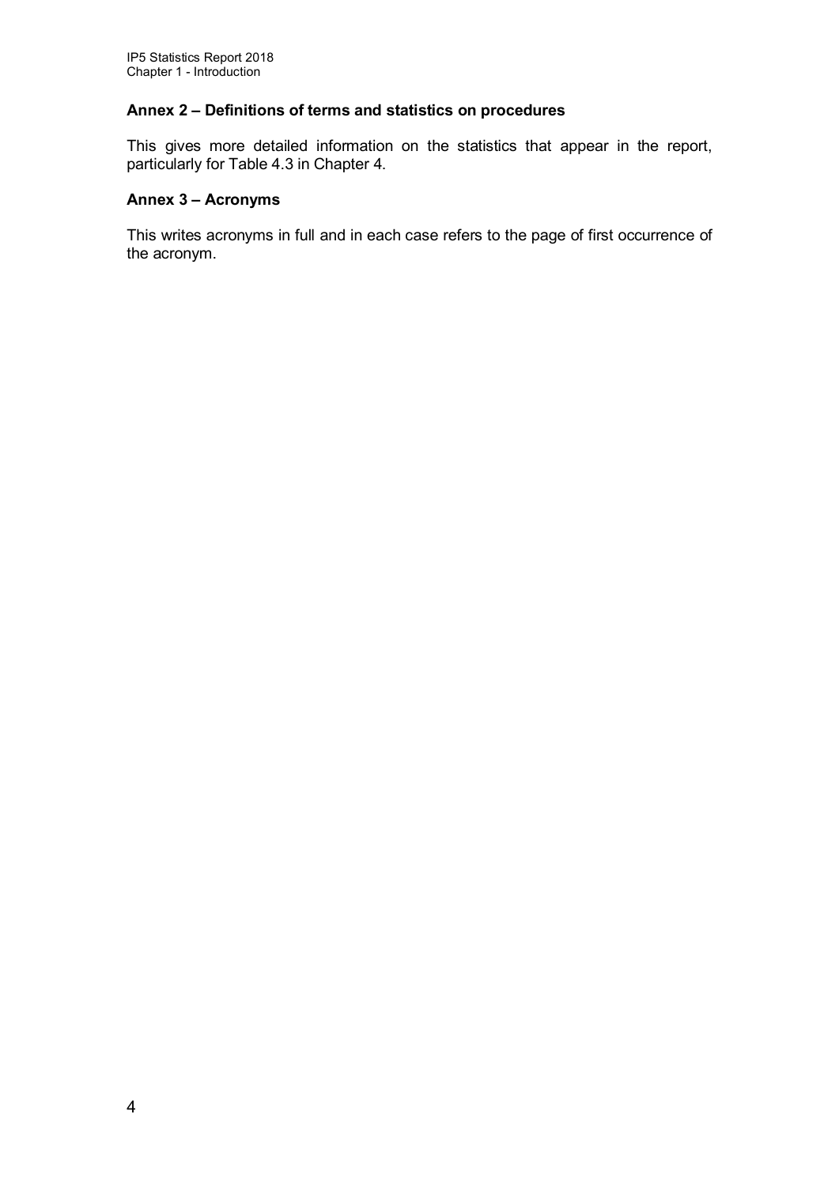### Annex 2 – Definitions of terms and statistics on procedures

This gives more detailed information on the statistics that appear in the report, particularly for Table 4.3 in Chapter 4.

### Annex 3 – Acronyms

This writes acronyms in full and in each case refers to the page of first occurrence of the acronym.